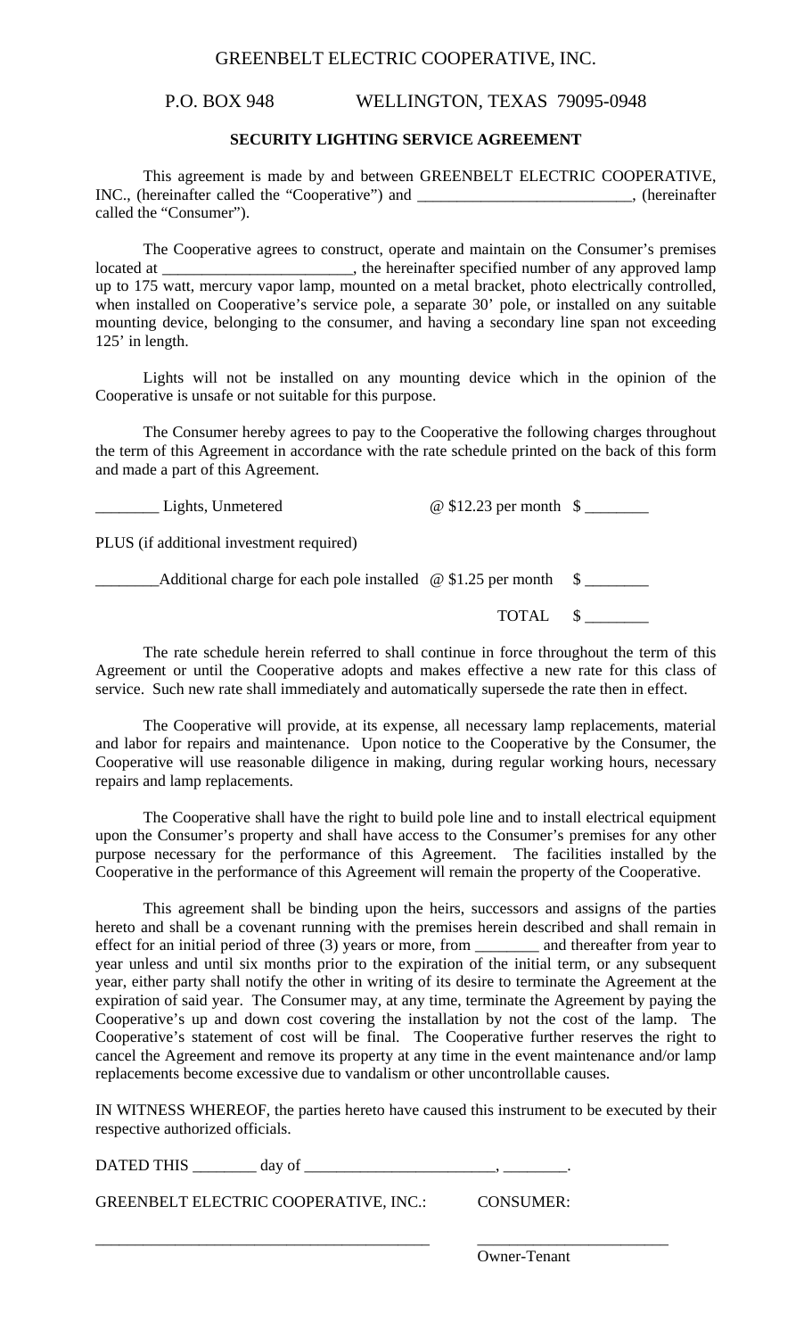GREENBELT ELECTRIC COOPERATIVE, INC.

P.O. BOX 948 WELLINGTON, TEXAS 79095-0948

**SECURITY LIGHTING SERVICE AGREEMENT**

This agreement is made by and between GREENBELT ELECTRIC COOPERATIVE, INC., (hereinafter called the "Cooperative") and ___________________________, (hereinafter called the "Consumer").

The Cooperative agrees to construct, operate and maintain on the Consumer's premises located at ________________________, the hereinafter specified number of any approved lamp up to 175 watt, mercury vapor lamp, mounted on a metal bracket, photo electrically controlled, when installed on Cooperative's service pole, a separate 30' pole, or installed on any suitable mounting device, belonging to the consumer, and having a secondary line span not exceeding 125' in length.

Lights will not be installed on any mounting device which in the opinion of the Cooperative is unsafe or not suitable for this purpose.

The Consumer hereby agrees to pay to the Cooperative the following charges throughout the term of this Agreement in accordance with the rate schedule printed on the back of this form and made a part of this Agreement.

________ Lights, Unmetered @ $12.23 per month $ ________

PLUS (if additional investment required)

________Additional charge for each pole installed @ $1.25 per month $ ________

TOTAL $ ________

The rate schedule herein referred to shall continue in force throughout the term of this Agreement or until the Cooperative adopts and makes effective a new rate for this class of service. Such new rate shall immediately and automatically supersede the rate then in effect.

The Cooperative will provide, at its expense, all necessary lamp replacements, material and labor for repairs and maintenance. Upon notice to the Cooperative by the Consumer, the Cooperative will use reasonable diligence in making, during regular working hours, necessary repairs and lamp replacements.

The Cooperative shall have the right to build pole line and to install electrical equipment upon the Consumer's property and shall have access to the Consumer's premises for any other purpose necessary for the performance of this Agreement. The facilities installed by the Cooperative in the performance of this Agreement will remain the property of the Cooperative.

This agreement shall be binding upon the heirs, successors and assigns of the parties hereto and shall be a covenant running with the premises herein described and shall remain in effect for an initial period of three (3) years or more, from ________ and thereafter from year to year unless and until six months prior to the expiration of the initial term, or any subsequent year, either party shall notify the other in writing of its desire to terminate the Agreement at the expiration of said year. The Consumer may, at any time, terminate the Agreement by paying the Cooperative's up and down cost covering the installation by not the cost of the lamp. The Cooperative's statement of cost will be final. The Cooperative further reserves the right to cancel the Agreement and remove its property at any time in the event maintenance and/or lamp replacements become excessive due to vandalism or other uncontrollable causes.

IN WITNESS WHEREOF, the parties hereto have caused this instrument to be executed by their respective authorized officials.

DATED THIS ________ day of ________________________, ________.

GREENBELT ELECTRIC COOPERATIVE, INC.: CONSUMER:

___________________________________________ ________________________

Owner-Tenant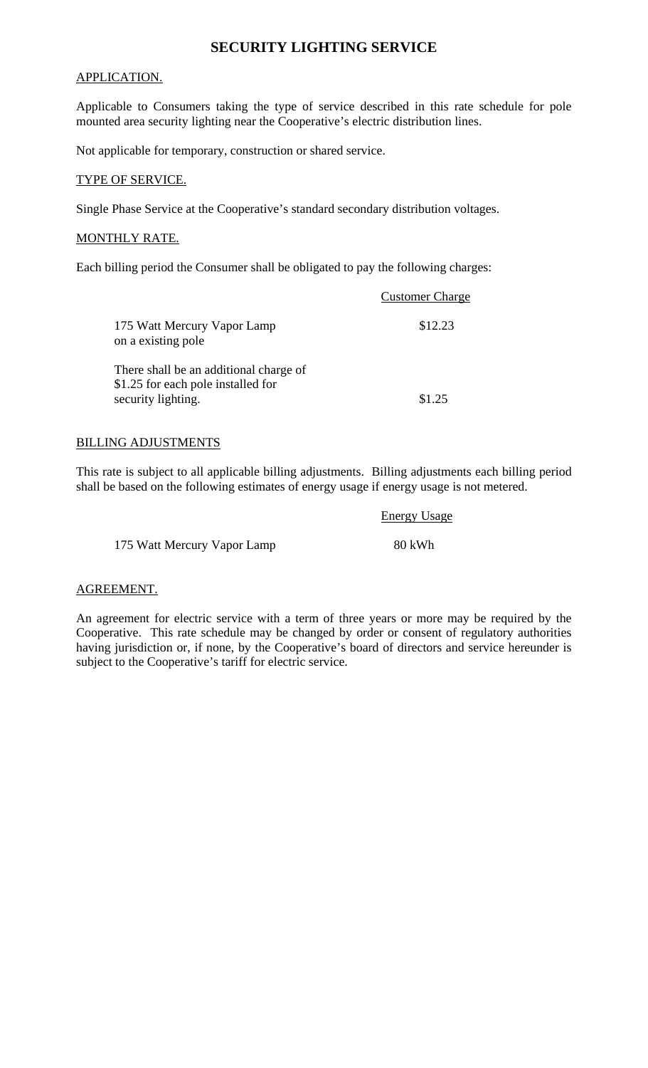# SECURITY LIGHTING SERVICE

APPLICATION.

Applicable to Consumers taking the type of service described in this rate schedule for pole mounted area security lighting near the Cooperative's electric distribution lines.

Not applicable for temporary, construction or shared service.

TYPE OF SERVICE.

Single Phase Service at the Cooperative's standard secondary distribution voltages.

MONTHLY RATE.

Each billing period the Consumer shall be obligated to pay the following charges:

| | Customer Charge |
|---|---|
| 175 Watt Mercury Vapor Lamp on a existing pole | \$12.23 |
| There shall be an additional charge of \$1.25 for each pole installed for security lighting. | \$1.25 |

BILLING ADJUSTMENTS

This rate is subject to all applicable billing adjustments. Billing adjustments each billing period shall be based on the following estimates of energy usage if energy usage is not metered.

| | Energy Usage |
|---|---|
| 175 Watt Mercury Vapor Lamp | 80 kWh |

AGREEMENT.

An agreement for electric service with a term of three years or more may be required by the Cooperative. This rate schedule may be changed by order or consent of regulatory authorities having jurisdiction or, if none, by the Cooperative's board of directors and service hereunder is subject to the Cooperative's tariff for electric service.